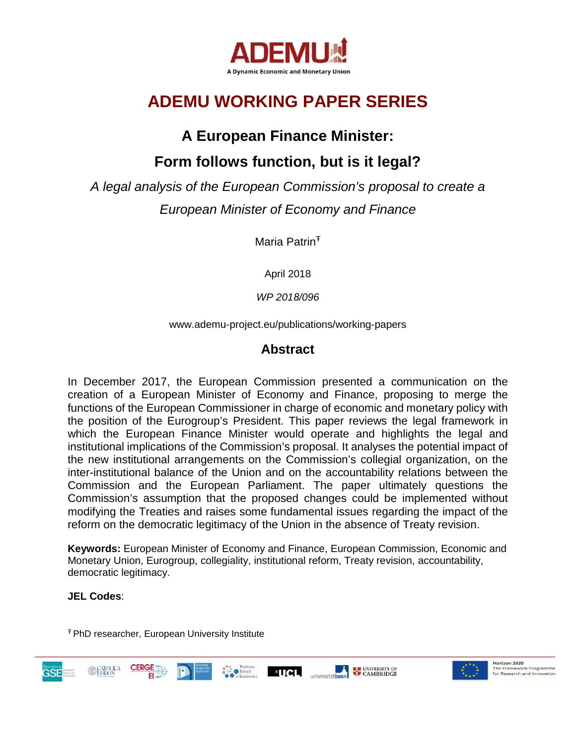ADEMU

A Dynamic Economic and Monetary Union

# ADEMU WORKING PAPER SERIES

## A European Finance Minister: Form follows function, but is it legal?

*A legal analysis of the European Commission's proposal to create a European Minister of Economy and Finance*

Maria Patrin[Ŧ]

April 2018

*WP 2018/096*

www.ademu-project.eu/publications/working-papers

## Abstract

In December 2017, the European Commission presented a communication on the creation of a European Minister of Economy and Finance, proposing to merge the functions of the European Commissioner in charge of economic and monetary policy with the position of the Eurogroup's President. This paper reviews the legal framework in which the European Finance Minister would operate and highlights the legal and institutional implications of the Commission's proposal. It analyses the potential impact of the new institutional arrangements on the Commission's collegial organization, on the inter-institutional balance of the Union and on the accountability relations between the Commission and the European Parliament. The paper ultimately questions the Commission's assumption that the proposed changes could be implemented without modifying the Treaties and raises some fundamental issues regarding the impact of the reform on the democratic legitimacy of the Union in the absence of Treaty revision.

**Keywords:** European Minister of Economy and Finance, European Commission, Economic and Monetary Union, Eurogroup, collegiality, institutional reform, Treaty revision, accountability, democratic legitimacy.

**JEL Codes**:

[Ŧ] PhD researcher, European University Institute

Horizon 2020 The Framework Programme for Research and Innovation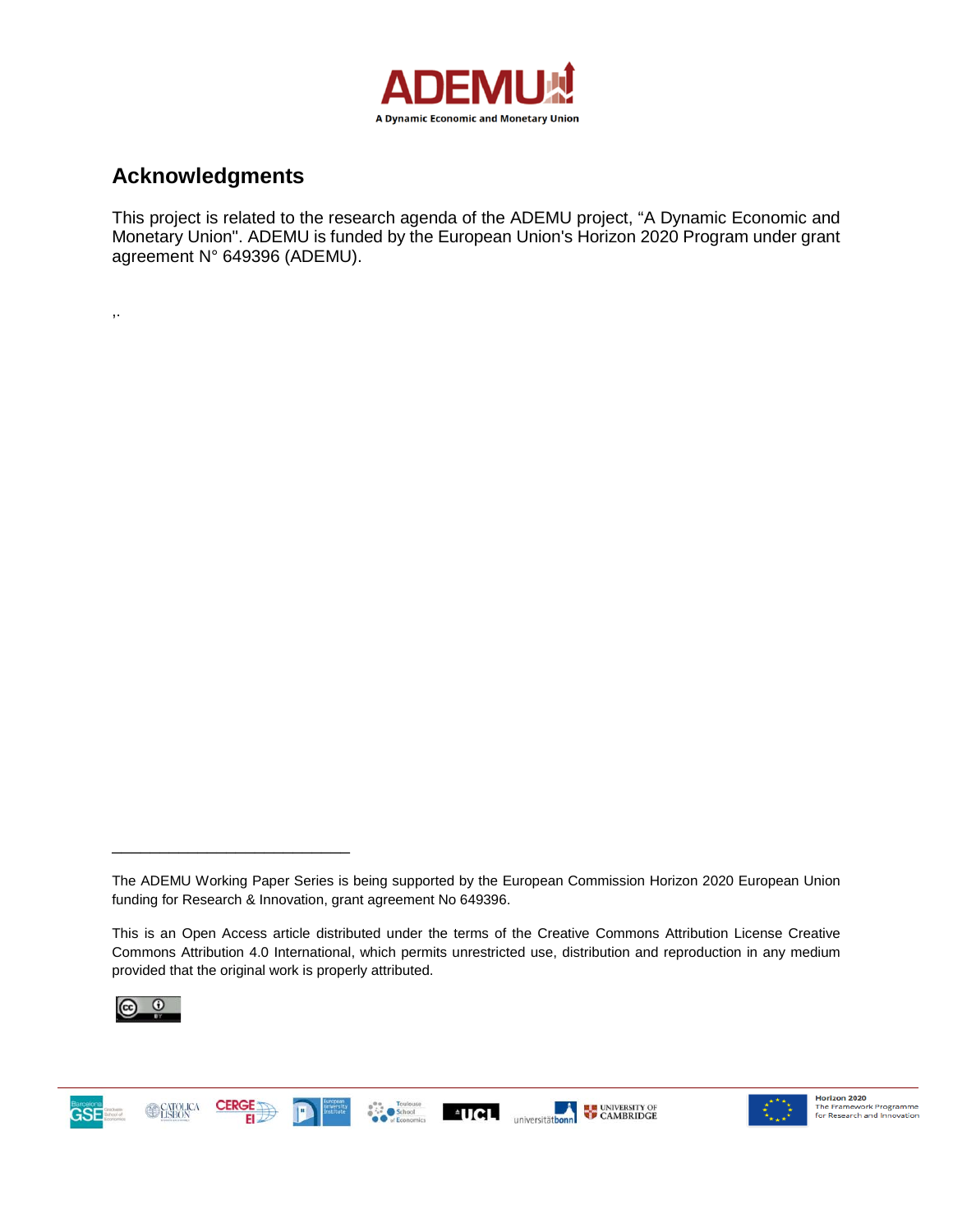## Acknowledgments

This project is related to the research agenda of the ADEMU project, "A Dynamic Economic and Monetary Union". ADEMU is funded by the European Union's Horizon 2020 Program under grant agreement N° 649396 (ADEMU).

,.

---

The ADEMU Working Paper Series is being supported by the European Commission Horizon 2020 European Union funding for Research & Innovation, grant agreement No 649396.

This is an Open Access article distributed under the terms of the Creative Commons Attribution License Creative Commons Attribution 4.0 International, which permits unrestricted use, distribution and reproduction in any medium provided that the original work is properly attributed.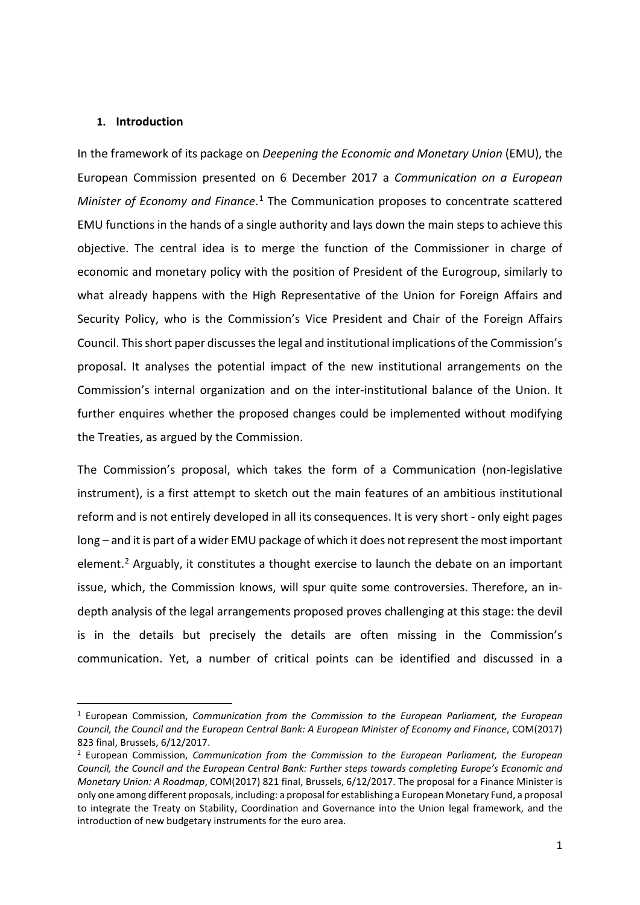## 1. Introduction

In the framework of its package on *Deepening the Economic and Monetary Union* (EMU), the European Commission presented on 6 December 2017 a *Communication on a European Minister of Economy and Finance*.[1] The Communication proposes to concentrate scattered EMU functions in the hands of a single authority and lays down the main steps to achieve this objective. The central idea is to merge the function of the Commissioner in charge of economic and monetary policy with the position of President of the Eurogroup, similarly to what already happens with the High Representative of the Union for Foreign Affairs and Security Policy, who is the Commission's Vice President and Chair of the Foreign Affairs Council. This short paper discusses the legal and institutional implications of the Commission's proposal. It analyses the potential impact of the new institutional arrangements on the Commission's internal organization and on the inter-institutional balance of the Union. It further enquires whether the proposed changes could be implemented without modifying the Treaties, as argued by the Commission.

The Commission's proposal, which takes the form of a Communication (non-legislative instrument), is a first attempt to sketch out the main features of an ambitious institutional reform and is not entirely developed in all its consequences. It is very short - only eight pages long – and it is part of a wider EMU package of which it does not represent the most important element.[2] Arguably, it constitutes a thought exercise to launch the debate on an important issue, which, the Commission knows, will spur quite some controversies. Therefore, an in-depth analysis of the legal arrangements proposed proves challenging at this stage: the devil is in the details but precisely the details are often missing in the Commission's communication. Yet, a number of critical points can be identified and discussed in a

---

[1] European Commission, *Communication from the Commission to the European Parliament, the European Council, the Council and the European Central Bank: A European Minister of Economy and Finance*, COM(2017) 823 final, Brussels, 6/12/2017.

[2] European Commission, *Communication from the Commission to the European Parliament, the European Council, the Council and the European Central Bank: Further steps towards completing Europe's Economic and Monetary Union: A Roadmap*, COM(2017) 821 final, Brussels, 6/12/2017. The proposal for a Finance Minister is only one among different proposals, including: a proposal for establishing a European Monetary Fund, a proposal to integrate the Treaty on Stability, Coordination and Governance into the Union legal framework, and the introduction of new budgetary instruments for the euro area.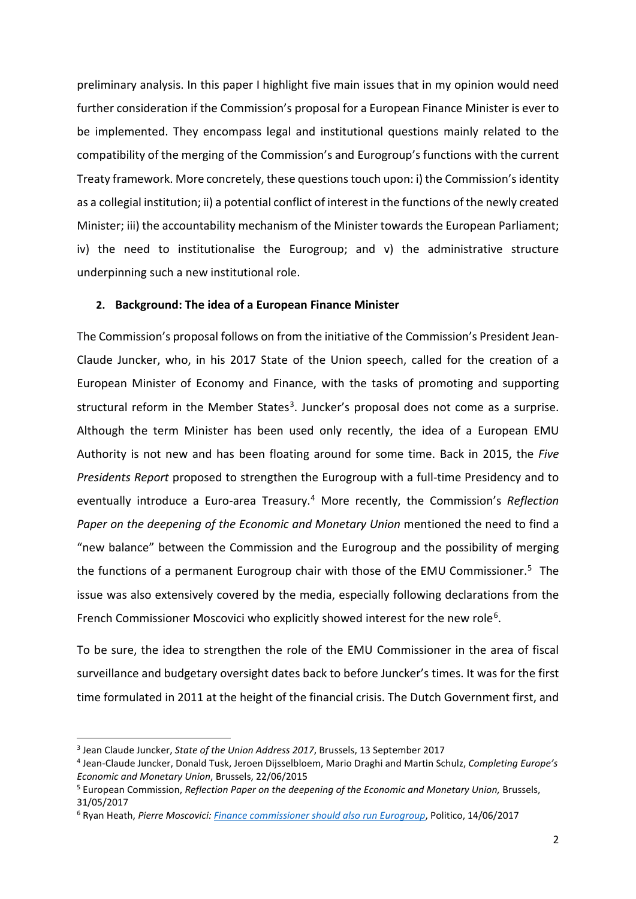preliminary analysis. In this paper I highlight five main issues that in my opinion would need further consideration if the Commission's proposal for a European Finance Minister is ever to be implemented. They encompass legal and institutional questions mainly related to the compatibility of the merging of the Commission's and Eurogroup's functions with the current Treaty framework. More concretely, these questions touch upon: i) the Commission's identity as a collegial institution; ii) a potential conflict of interest in the functions of the newly created Minister; iii) the accountability mechanism of the Minister towards the European Parliament; iv) the need to institutionalise the Eurogroup; and v) the administrative structure underpinning such a new institutional role.

## 2. Background: The idea of a European Finance Minister

The Commission's proposal follows on from the initiative of the Commission's President Jean-Claude Juncker, who, in his 2017 State of the Union speech, called for the creation of a European Minister of Economy and Finance, with the tasks of promoting and supporting structural reform in the Member States[3]. Juncker's proposal does not come as a surprise. Although the term Minister has been used only recently, the idea of a European EMU Authority is not new and has been floating around for some time. Back in 2015, the *Five Presidents Report* proposed to strengthen the Eurogroup with a full-time Presidency and to eventually introduce a Euro-area Treasury.[4] More recently, the Commission's *Reflection Paper on the deepening of the Economic and Monetary Union* mentioned the need to find a "new balance" between the Commission and the Eurogroup and the possibility of merging the functions of a permanent Eurogroup chair with those of the EMU Commissioner.[5] The issue was also extensively covered by the media, especially following declarations from the French Commissioner Moscovici who explicitly showed interest for the new role[6].

To be sure, the idea to strengthen the role of the EMU Commissioner in the area of fiscal surveillance and budgetary oversight dates back to before Juncker's times. It was for the first time formulated in 2011 at the height of the financial crisis. The Dutch Government first, and

---

[3] Jean Claude Juncker, *State of the Union Address 2017*, Brussels, 13 September 2017

[4] Jean-Claude Juncker, Donald Tusk, Jeroen Dijsselbloem, Mario Draghi and Martin Schulz, *Completing Europe's Economic and Monetary Union*, Brussels, 22/06/2015

[5] European Commission, *Reflection Paper on the deepening of the Economic and Monetary Union,* Brussels, 31/05/2017

[6] Ryan Heath, *Pierre Moscovici: Finance commissioner should also run Eurogroup*, Politico, 14/06/2017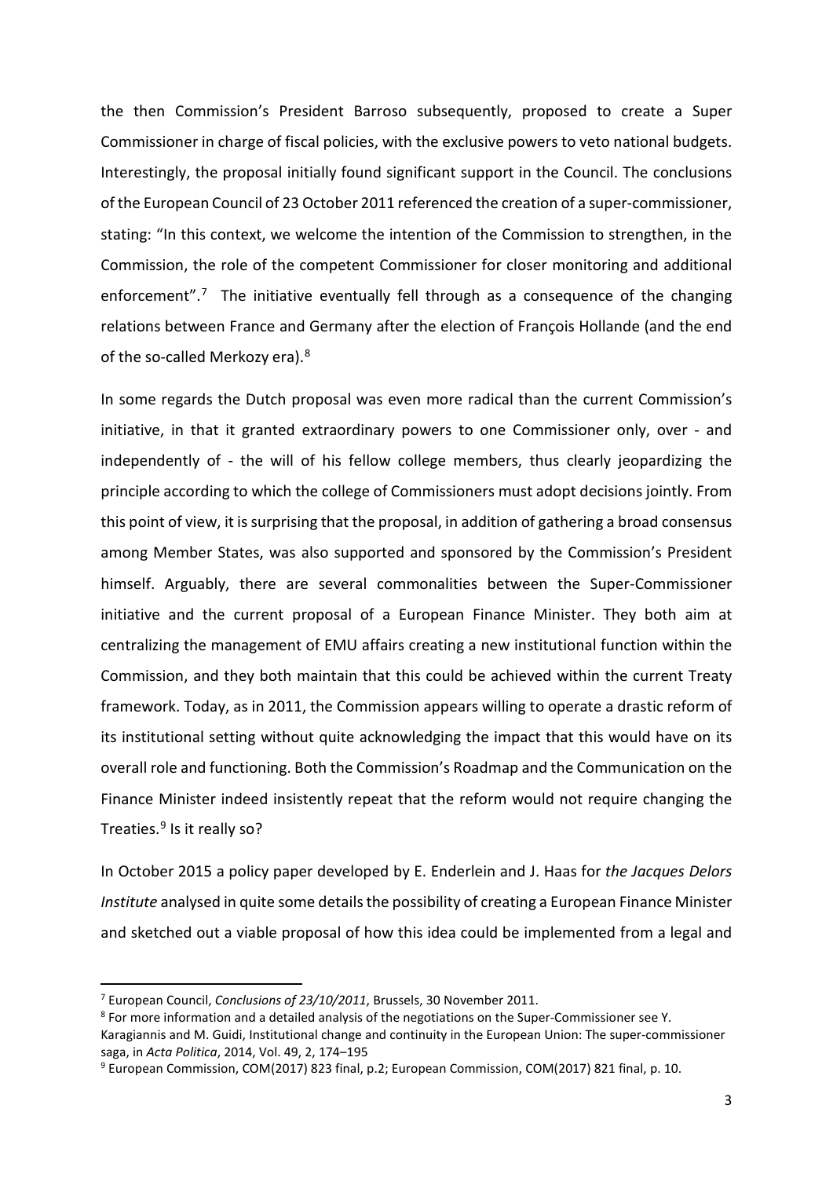the then Commission's President Barroso subsequently, proposed to create a Super Commissioner in charge of fiscal policies, with the exclusive powers to veto national budgets. Interestingly, the proposal initially found significant support in the Council. The conclusions of the European Council of 23 October 2011 referenced the creation of a super-commissioner, stating: "In this context, we welcome the intention of the Commission to strengthen, in the Commission, the role of the competent Commissioner for closer monitoring and additional enforcement".[7] The initiative eventually fell through as a consequence of the changing relations between France and Germany after the election of François Hollande (and the end of the so-called Merkozy era).[8]

In some regards the Dutch proposal was even more radical than the current Commission's initiative, in that it granted extraordinary powers to one Commissioner only, over - and independently of - the will of his fellow college members, thus clearly jeopardizing the principle according to which the college of Commissioners must adopt decisions jointly. From this point of view, it is surprising that the proposal, in addition of gathering a broad consensus among Member States, was also supported and sponsored by the Commission's President himself. Arguably, there are several commonalities between the Super-Commissioner initiative and the current proposal of a European Finance Minister. They both aim at centralizing the management of EMU affairs creating a new institutional function within the Commission, and they both maintain that this could be achieved within the current Treaty framework. Today, as in 2011, the Commission appears willing to operate a drastic reform of its institutional setting without quite acknowledging the impact that this would have on its overall role and functioning. Both the Commission's Roadmap and the Communication on the Finance Minister indeed insistently repeat that the reform would not require changing the Treaties.[9] Is it really so?

In October 2015 a policy paper developed by E. Enderlein and J. Haas for *the Jacques Delors Institute* analysed in quite some details the possibility of creating a European Finance Minister and sketched out a viable proposal of how this idea could be implemented from a legal and

---

[7] European Council, *Conclusions of 23/10/2011*, Brussels, 30 November 2011.

[8] For more information and a detailed analysis of the negotiations on the Super-Commissioner see Y. Karagiannis and M. Guidi, Institutional change and continuity in the European Union: The super-commissioner saga, in *Acta Politica*, 2014, Vol. 49, 2, 174–195

[9] European Commission, COM(2017) 823 final, p.2; European Commission, COM(2017) 821 final, p. 10.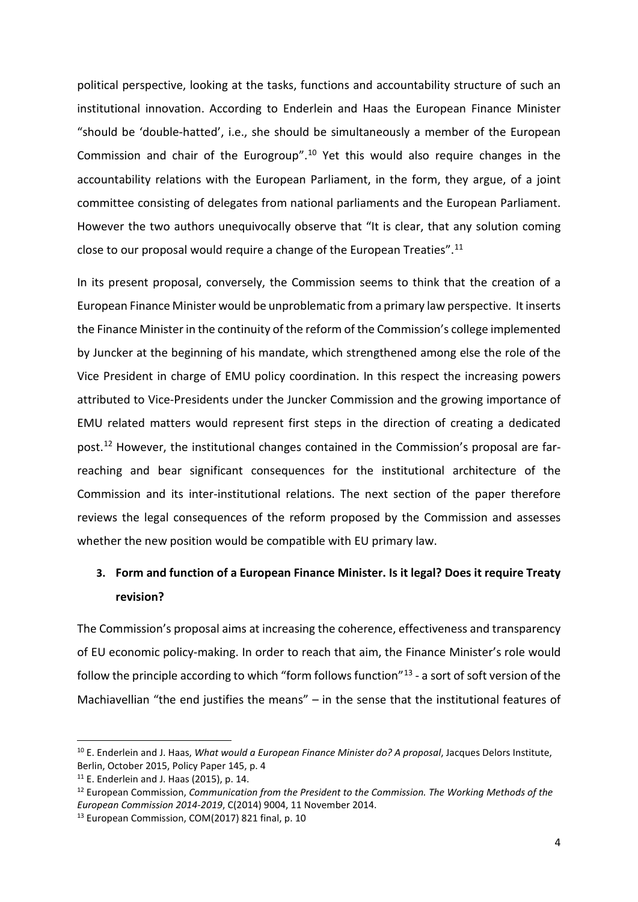political perspective, looking at the tasks, functions and accountability structure of such an institutional innovation. According to Enderlein and Haas the European Finance Minister "should be 'double-hatted', i.e., she should be simultaneously a member of the European Commission and chair of the Eurogroup".[10] Yet this would also require changes in the accountability relations with the European Parliament, in the form, they argue, of a joint committee consisting of delegates from national parliaments and the European Parliament. However the two authors unequivocally observe that "It is clear, that any solution coming close to our proposal would require a change of the European Treaties".[11]

In its present proposal, conversely, the Commission seems to think that the creation of a European Finance Minister would be unproblematic from a primary law perspective. It inserts the Finance Minister in the continuity of the reform of the Commission's college implemented by Juncker at the beginning of his mandate, which strengthened among else the role of the Vice President in charge of EMU policy coordination. In this respect the increasing powers attributed to Vice-Presidents under the Juncker Commission and the growing importance of EMU related matters would represent first steps in the direction of creating a dedicated post.[12] However, the institutional changes contained in the Commission's proposal are far-reaching and bear significant consequences for the institutional architecture of the Commission and its inter-institutional relations. The next section of the paper therefore reviews the legal consequences of the reform proposed by the Commission and assesses whether the new position would be compatible with EU primary law.

## 3. Form and function of a European Finance Minister. Is it legal? Does it require Treaty revision?

The Commission's proposal aims at increasing the coherence, effectiveness and transparency of EU economic policy-making. In order to reach that aim, the Finance Minister's role would follow the principle according to which "form follows function"[13] - a sort of soft version of the Machiavellian "the end justifies the means" – in the sense that the institutional features of

---

[10] E. Enderlein and J. Haas, *What would a European Finance Minister do? A proposal*, Jacques Delors Institute, Berlin, October 2015, Policy Paper 145, p. 4

[11] E. Enderlein and J. Haas (2015), p. 14.

[12] European Commission, *Communication from the President to the Commission. The Working Methods of the European Commission 2014-2019*, C(2014) 9004, 11 November 2014.

[13] European Commission, COM(2017) 821 final, p. 10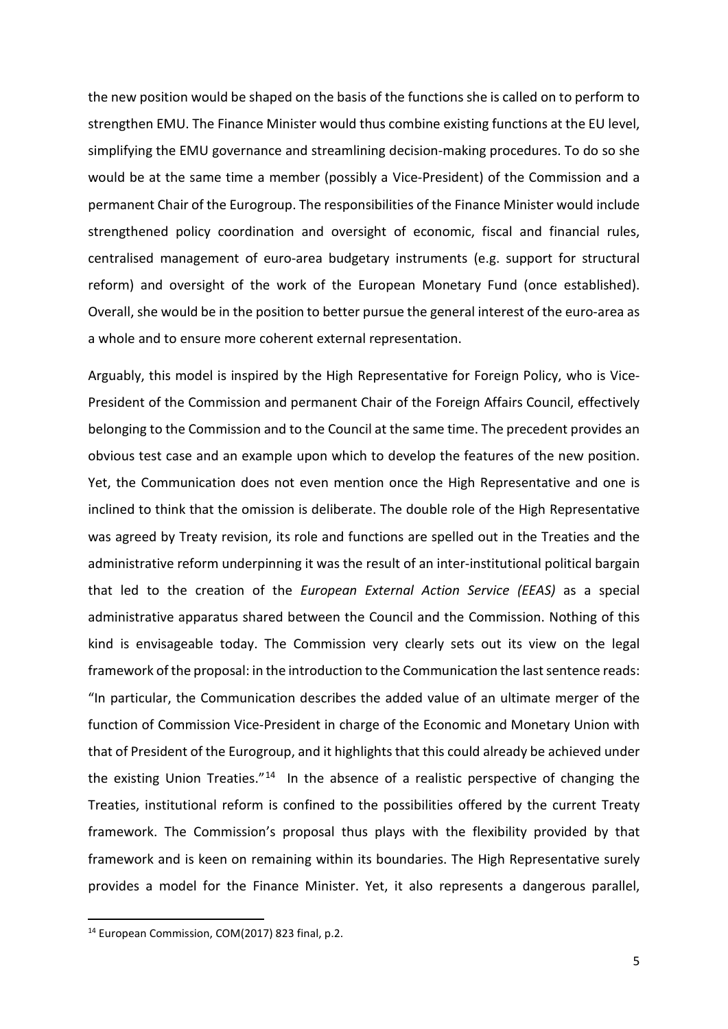the new position would be shaped on the basis of the functions she is called on to perform to strengthen EMU. The Finance Minister would thus combine existing functions at the EU level, simplifying the EMU governance and streamlining decision-making procedures. To do so she would be at the same time a member (possibly a Vice-President) of the Commission and a permanent Chair of the Eurogroup. The responsibilities of the Finance Minister would include strengthened policy coordination and oversight of economic, fiscal and financial rules, centralised management of euro-area budgetary instruments (e.g. support for structural reform) and oversight of the work of the European Monetary Fund (once established). Overall, she would be in the position to better pursue the general interest of the euro-area as a whole and to ensure more coherent external representation.

Arguably, this model is inspired by the High Representative for Foreign Policy, who is Vice-President of the Commission and permanent Chair of the Foreign Affairs Council, effectively belonging to the Commission and to the Council at the same time. The precedent provides an obvious test case and an example upon which to develop the features of the new position. Yet, the Communication does not even mention once the High Representative and one is inclined to think that the omission is deliberate. The double role of the High Representative was agreed by Treaty revision, its role and functions are spelled out in the Treaties and the administrative reform underpinning it was the result of an inter-institutional political bargain that led to the creation of the *European External Action Service (EEAS)* as a special administrative apparatus shared between the Council and the Commission. Nothing of this kind is envisageable today. The Commission very clearly sets out its view on the legal framework of the proposal: in the introduction to the Communication the last sentence reads: "In particular, the Communication describes the added value of an ultimate merger of the function of Commission Vice-President in charge of the Economic and Monetary Union with that of President of the Eurogroup, and it highlights that this could already be achieved under the existing Union Treaties."[14] In the absence of a realistic perspective of changing the Treaties, institutional reform is confined to the possibilities offered by the current Treaty framework. The Commission's proposal thus plays with the flexibility provided by that framework and is keen on remaining within its boundaries. The High Representative surely provides a model for the Finance Minister. Yet, it also represents a dangerous parallel,

[14] European Commission, COM(2017) 823 final, p.2.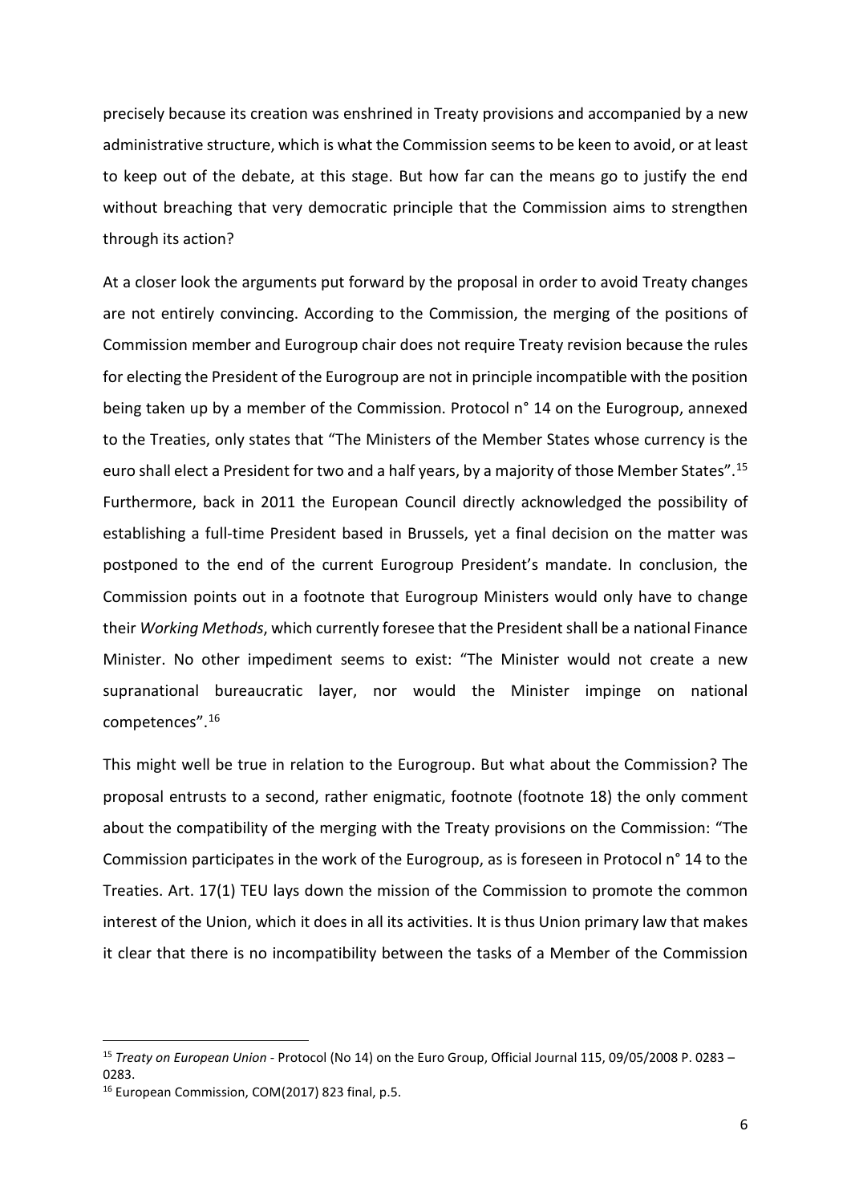precisely because its creation was enshrined in Treaty provisions and accompanied by a new administrative structure, which is what the Commission seems to be keen to avoid, or at least to keep out of the debate, at this stage. But how far can the means go to justify the end without breaching that very democratic principle that the Commission aims to strengthen through its action?

At a closer look the arguments put forward by the proposal in order to avoid Treaty changes are not entirely convincing. According to the Commission, the merging of the positions of Commission member and Eurogroup chair does not require Treaty revision because the rules for electing the President of the Eurogroup are not in principle incompatible with the position being taken up by a member of the Commission. Protocol n° 14 on the Eurogroup, annexed to the Treaties, only states that "The Ministers of the Member States whose currency is the euro shall elect a President for two and a half years, by a majority of those Member States".[15] Furthermore, back in 2011 the European Council directly acknowledged the possibility of establishing a full-time President based in Brussels, yet a final decision on the matter was postponed to the end of the current Eurogroup President's mandate. In conclusion, the Commission points out in a footnote that Eurogroup Ministers would only have to change their *Working Methods*, which currently foresee that the President shall be a national Finance Minister. No other impediment seems to exist: "The Minister would not create a new supranational bureaucratic layer, nor would the Minister impinge on national competences".[16]

This might well be true in relation to the Eurogroup. But what about the Commission? The proposal entrusts to a second, rather enigmatic, footnote (footnote 18) the only comment about the compatibility of the merging with the Treaty provisions on the Commission: "The Commission participates in the work of the Eurogroup, as is foreseen in Protocol n° 14 to the Treaties. Art. 17(1) TEU lays down the mission of the Commission to promote the common interest of the Union, which it does in all its activities. It is thus Union primary law that makes it clear that there is no incompatibility between the tasks of a Member of the Commission

---

[15] *Treaty on European Union* - Protocol (No 14) on the Euro Group, Official Journal 115, 09/05/2008 P. 0283 – 0283.

[16] European Commission, COM(2017) 823 final, p.5.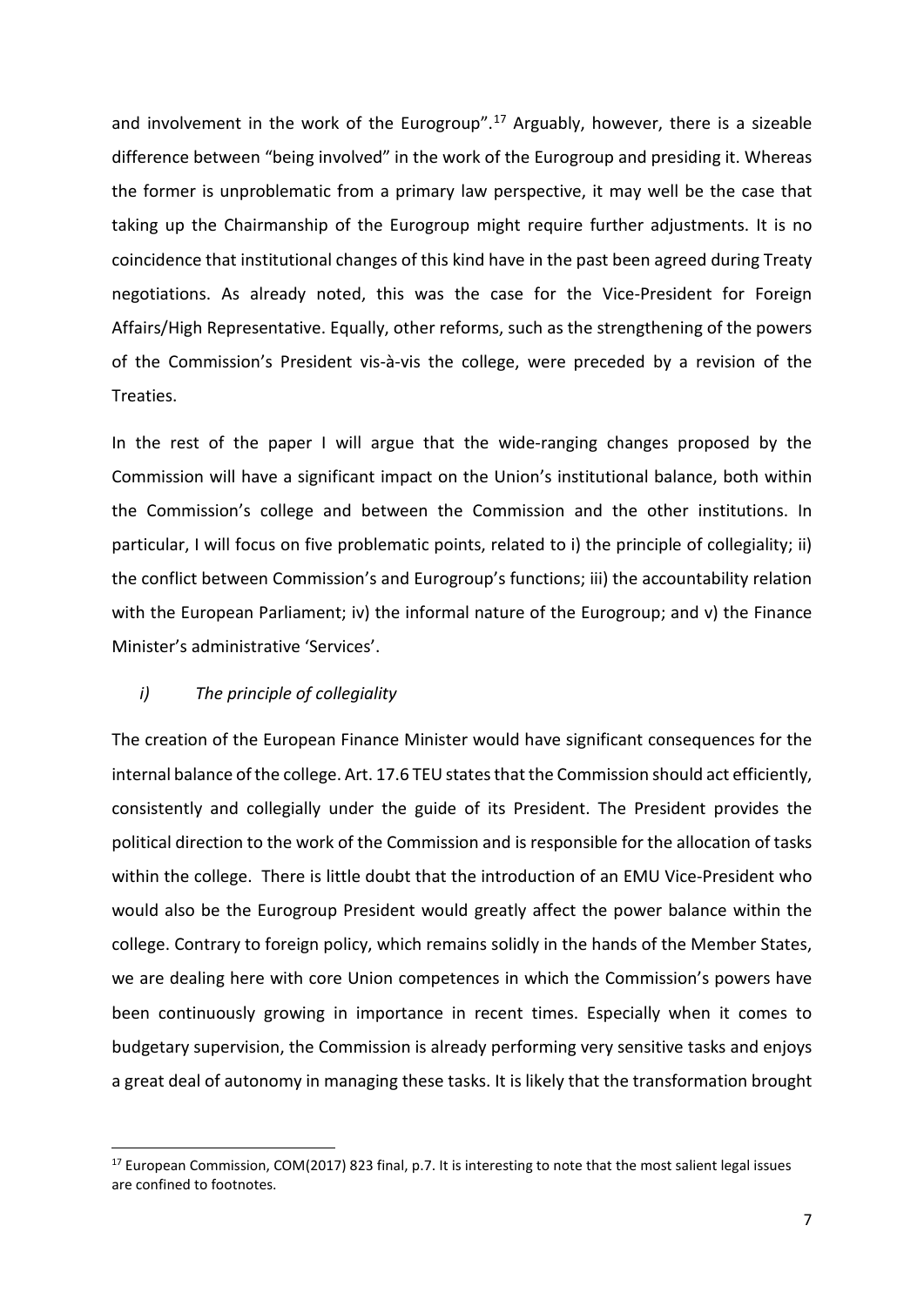and involvement in the work of the Eurogroup".[17] Arguably, however, there is a sizeable difference between "being involved" in the work of the Eurogroup and presiding it. Whereas the former is unproblematic from a primary law perspective, it may well be the case that taking up the Chairmanship of the Eurogroup might require further adjustments. It is no coincidence that institutional changes of this kind have in the past been agreed during Treaty negotiations. As already noted, this was the case for the Vice-President for Foreign Affairs/High Representative. Equally, other reforms, such as the strengthening of the powers of the Commission's President vis-à-vis the college, were preceded by a revision of the Treaties.

In the rest of the paper I will argue that the wide-ranging changes proposed by the Commission will have a significant impact on the Union's institutional balance, both within the Commission's college and between the Commission and the other institutions. In particular, I will focus on five problematic points, related to i) the principle of collegiality; ii) the conflict between Commission's and Eurogroup's functions; iii) the accountability relation with the European Parliament; iv) the informal nature of the Eurogroup; and v) the Finance Minister's administrative 'Services'.

### *i) The principle of collegiality*

The creation of the European Finance Minister would have significant consequences for the internal balance of the college. Art. 17.6 TEU states that the Commission should act efficiently, consistently and collegially under the guide of its President. The President provides the political direction to the work of the Commission and is responsible for the allocation of tasks within the college. There is little doubt that the introduction of an EMU Vice-President who would also be the Eurogroup President would greatly affect the power balance within the college. Contrary to foreign policy, which remains solidly in the hands of the Member States, we are dealing here with core Union competences in which the Commission's powers have been continuously growing in importance in recent times. Especially when it comes to budgetary supervision, the Commission is already performing very sensitive tasks and enjoys a great deal of autonomy in managing these tasks. It is likely that the transformation brought

---

[17] European Commission, COM(2017) 823 final, p.7. It is interesting to note that the most salient legal issues are confined to footnotes.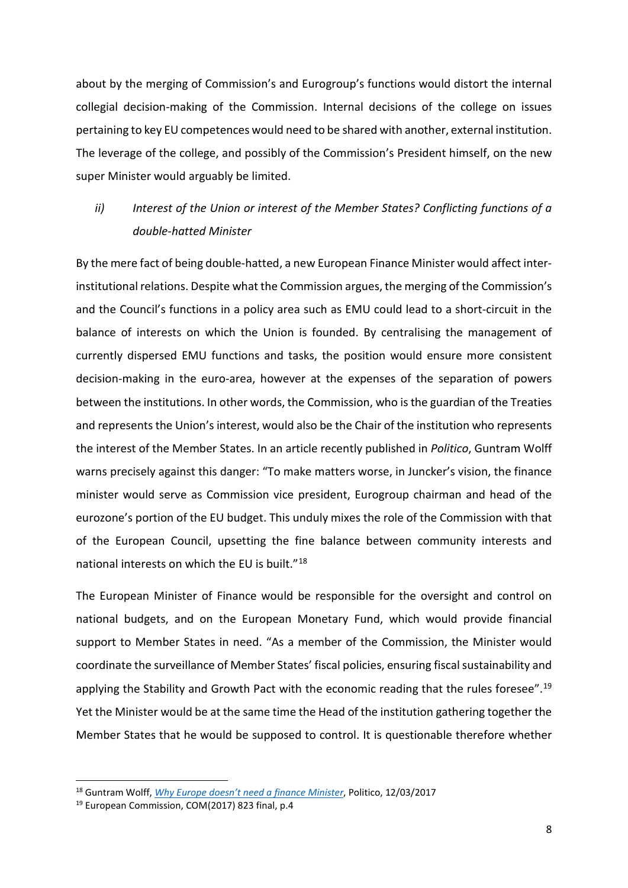about by the merging of Commission's and Eurogroup's functions would distort the internal collegial decision-making of the Commission. Internal decisions of the college on issues pertaining to key EU competences would need to be shared with another, external institution. The leverage of the college, and possibly of the Commission's President himself, on the new super Minister would arguably be limited.

### *ii) Interest of the Union or interest of the Member States? Conflicting functions of a double-hatted Minister*

By the mere fact of being double-hatted, a new European Finance Minister would affect inter-institutional relations. Despite what the Commission argues, the merging of the Commission's and the Council's functions in a policy area such as EMU could lead to a short-circuit in the balance of interests on which the Union is founded. By centralising the management of currently dispersed EMU functions and tasks, the position would ensure more consistent decision-making in the euro-area, however at the expenses of the separation of powers between the institutions. In other words, the Commission, who is the guardian of the Treaties and represents the Union's interest, would also be the Chair of the institution who represents the interest of the Member States. In an article recently published in *Politico*, Guntram Wolff warns precisely against this danger: "To make matters worse, in Juncker's vision, the finance minister would serve as Commission vice president, Eurogroup chairman and head of the eurozone's portion of the EU budget. This unduly mixes the role of the Commission with that of the European Council, upsetting the fine balance between community interests and national interests on which the EU is built."[18]

The European Minister of Finance would be responsible for the oversight and control on national budgets, and on the European Monetary Fund, which would provide financial support to Member States in need. "As a member of the Commission, the Minister would coordinate the surveillance of Member States' fiscal policies, ensuring fiscal sustainability and applying the Stability and Growth Pact with the economic reading that the rules foresee".[19] Yet the Minister would be at the same time the Head of the institution gathering together the Member States that he would be supposed to control. It is questionable therefore whether

---

[18] Guntram Wolff, *Why Europe doesn't need a finance Minister*, Politico, 12/03/2017

[19] European Commission, COM(2017) 823 final, p.4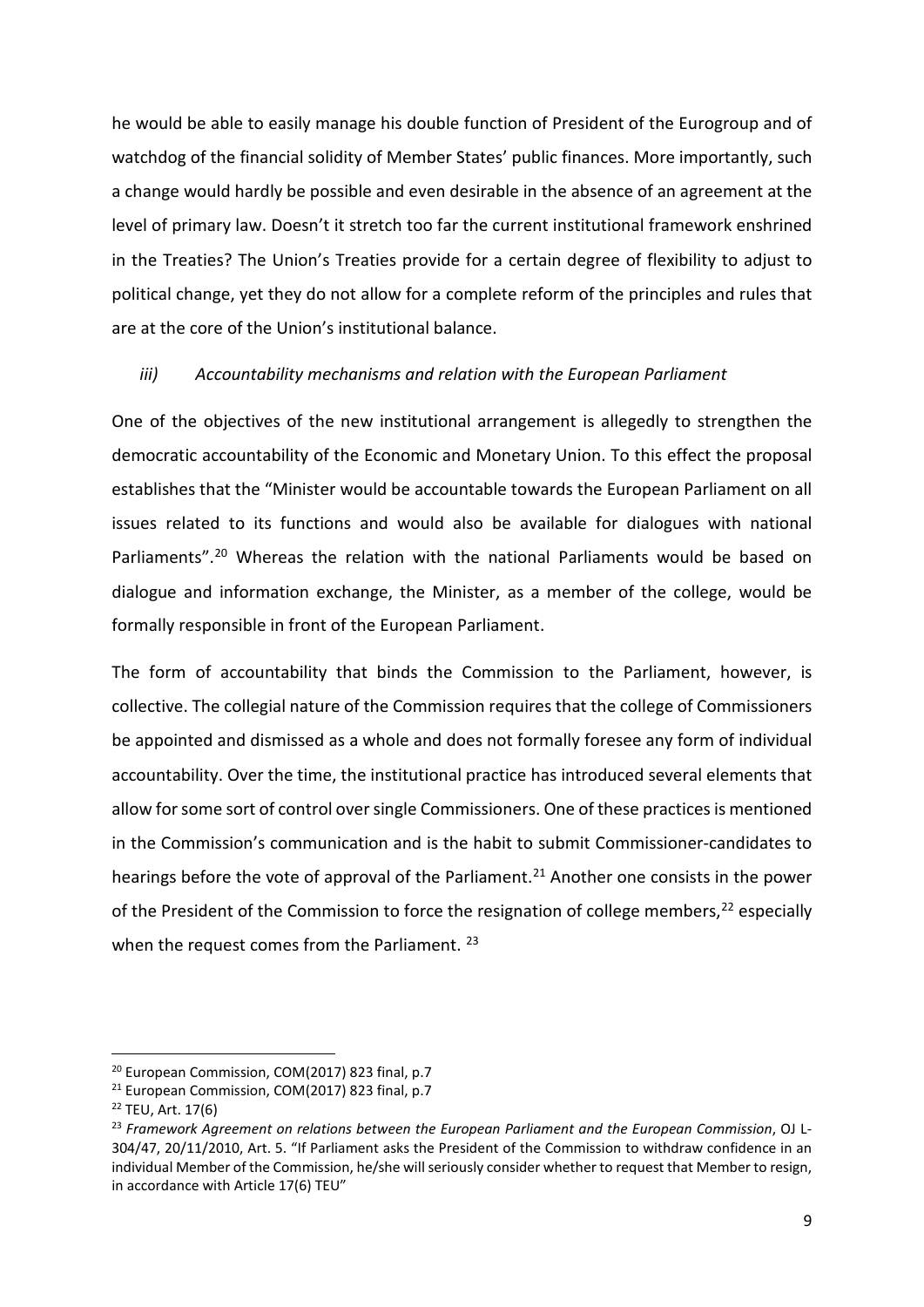he would be able to easily manage his double function of President of the Eurogroup and of watchdog of the financial solidity of Member States' public finances. More importantly, such a change would hardly be possible and even desirable in the absence of an agreement at the level of primary law. Doesn't it stretch too far the current institutional framework enshrined in the Treaties? The Union's Treaties provide for a certain degree of flexibility to adjust to political change, yet they do not allow for a complete reform of the principles and rules that are at the core of the Union's institutional balance.

### *iii) Accountability mechanisms and relation with the European Parliament*

One of the objectives of the new institutional arrangement is allegedly to strengthen the democratic accountability of the Economic and Monetary Union. To this effect the proposal establishes that the "Minister would be accountable towards the European Parliament on all issues related to its functions and would also be available for dialogues with national Parliaments".[20] Whereas the relation with the national Parliaments would be based on dialogue and information exchange, the Minister, as a member of the college, would be formally responsible in front of the European Parliament.

The form of accountability that binds the Commission to the Parliament, however, is collective. The collegial nature of the Commission requires that the college of Commissioners be appointed and dismissed as a whole and does not formally foresee any form of individual accountability. Over the time, the institutional practice has introduced several elements that allow for some sort of control over single Commissioners. One of these practices is mentioned in the Commission's communication and is the habit to submit Commissioner-candidates to hearings before the vote of approval of the Parliament.[21] Another one consists in the power of the President of the Commission to force the resignation of college members,[22] especially when the request comes from the Parliament. [23]

---

[20] European Commission, COM(2017) 823 final, p.7

[21] European Commission, COM(2017) 823 final, p.7

[22] TEU, Art. 17(6)

[23] *Framework Agreement on relations between the European Parliament and the European Commission*, OJ L-304/47, 20/11/2010, Art. 5. "If Parliament asks the President of the Commission to withdraw confidence in an individual Member of the Commission, he/she will seriously consider whether to request that Member to resign, in accordance with Article 17(6) TEU"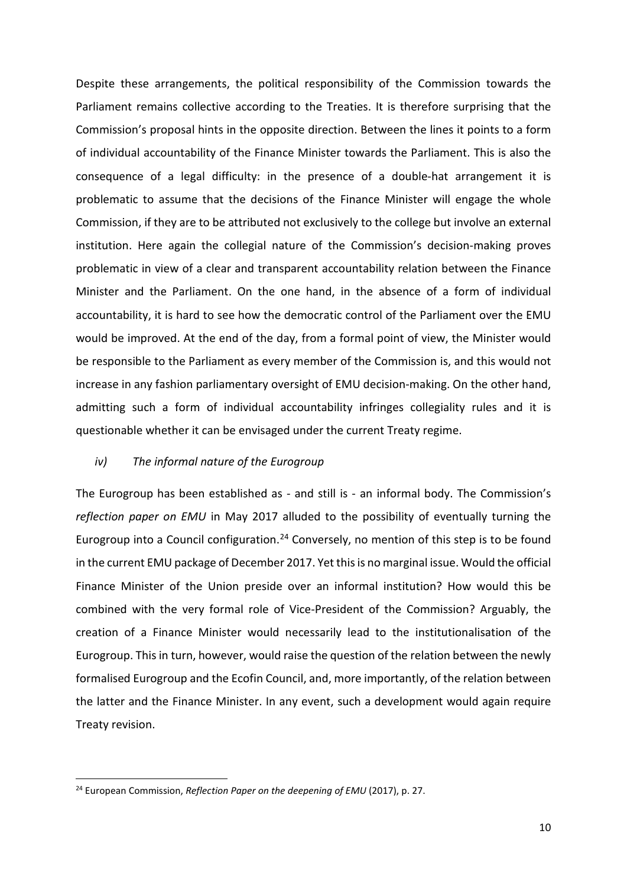Despite these arrangements, the political responsibility of the Commission towards the Parliament remains collective according to the Treaties. It is therefore surprising that the Commission's proposal hints in the opposite direction. Between the lines it points to a form of individual accountability of the Finance Minister towards the Parliament. This is also the consequence of a legal difficulty: in the presence of a double-hat arrangement it is problematic to assume that the decisions of the Finance Minister will engage the whole Commission, if they are to be attributed not exclusively to the college but involve an external institution. Here again the collegial nature of the Commission's decision-making proves problematic in view of a clear and transparent accountability relation between the Finance Minister and the Parliament. On the one hand, in the absence of a form of individual accountability, it is hard to see how the democratic control of the Parliament over the EMU would be improved. At the end of the day, from a formal point of view, the Minister would be responsible to the Parliament as every member of the Commission is, and this would not increase in any fashion parliamentary oversight of EMU decision-making. On the other hand, admitting such a form of individual accountability infringes collegiality rules and it is questionable whether it can be envisaged under the current Treaty regime.

#### *iv) The informal nature of the Eurogroup*

The Eurogroup has been established as - and still is - an informal body. The Commission's *reflection paper on EMU* in May 2017 alluded to the possibility of eventually turning the Eurogroup into a Council configuration.[24] Conversely, no mention of this step is to be found in the current EMU package of December 2017. Yet this is no marginal issue. Would the official Finance Minister of the Union preside over an informal institution? How would this be combined with the very formal role of Vice-President of the Commission? Arguably, the creation of a Finance Minister would necessarily lead to the institutionalisation of the Eurogroup. This in turn, however, would raise the question of the relation between the newly formalised Eurogroup and the Ecofin Council, and, more importantly, of the relation between the latter and the Finance Minister. In any event, such a development would again require Treaty revision.

[24] European Commission, *Reflection Paper on the deepening of EMU* (2017), p. 27.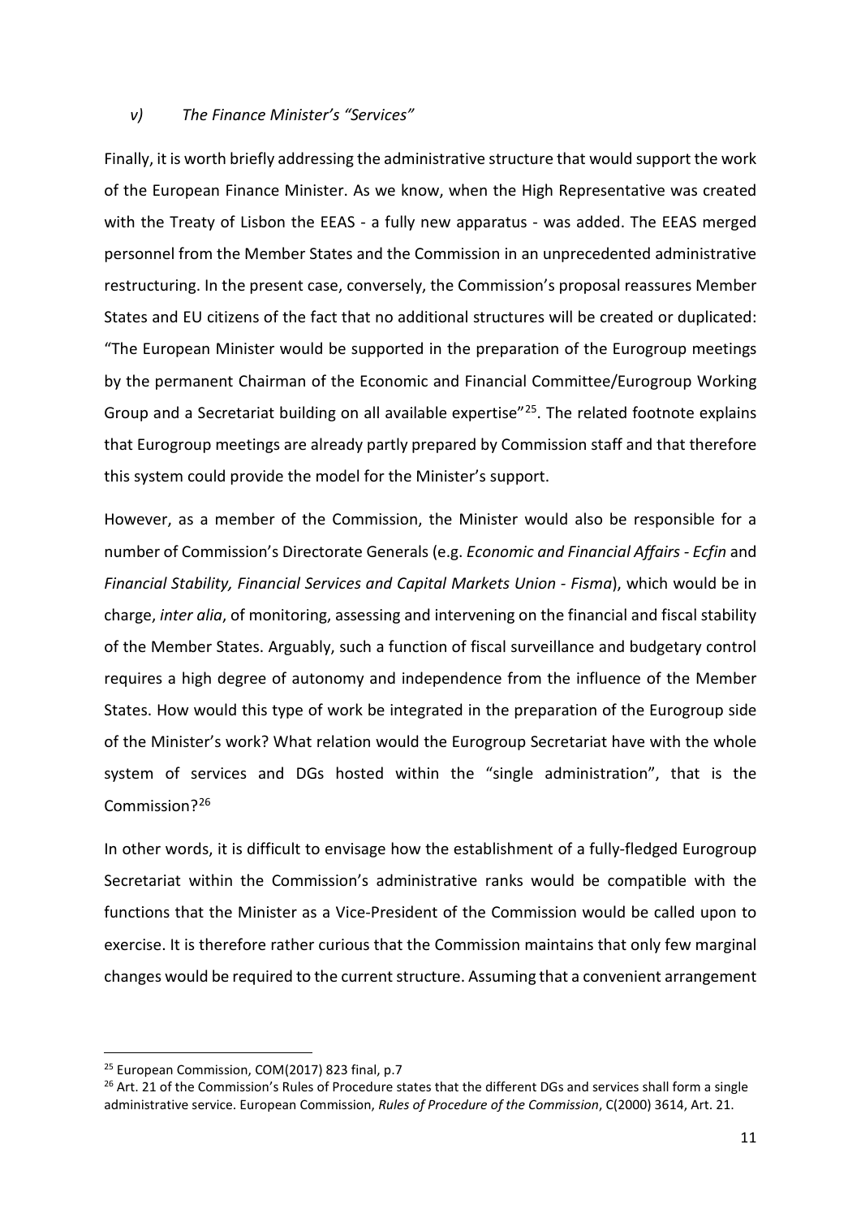### *v) The Finance Minister's "Services"*

Finally, it is worth briefly addressing the administrative structure that would support the work of the European Finance Minister. As we know, when the High Representative was created with the Treaty of Lisbon the EEAS - a fully new apparatus - was added. The EEAS merged personnel from the Member States and the Commission in an unprecedented administrative restructuring. In the present case, conversely, the Commission's proposal reassures Member States and EU citizens of the fact that no additional structures will be created or duplicated: "The European Minister would be supported in the preparation of the Eurogroup meetings by the permanent Chairman of the Economic and Financial Committee/Eurogroup Working Group and a Secretariat building on all available expertise"[25]. The related footnote explains that Eurogroup meetings are already partly prepared by Commission staff and that therefore this system could provide the model for the Minister's support.

However, as a member of the Commission, the Minister would also be responsible for a number of Commission's Directorate Generals (e.g. *Economic and Financial Affairs - Ecfin* and *Financial Stability, Financial Services and Capital Markets Union - Fisma*), which would be in charge, *inter alia*, of monitoring, assessing and intervening on the financial and fiscal stability of the Member States. Arguably, such a function of fiscal surveillance and budgetary control requires a high degree of autonomy and independence from the influence of the Member States. How would this type of work be integrated in the preparation of the Eurogroup side of the Minister's work? What relation would the Eurogroup Secretariat have with the whole system of services and DGs hosted within the "single administration", that is the Commission?[26]

In other words, it is difficult to envisage how the establishment of a fully-fledged Eurogroup Secretariat within the Commission's administrative ranks would be compatible with the functions that the Minister as a Vice-President of the Commission would be called upon to exercise. It is therefore rather curious that the Commission maintains that only few marginal changes would be required to the current structure. Assuming that a convenient arrangement

---

[25] European Commission, COM(2017) 823 final, p.7

[26] Art. 21 of the Commission's Rules of Procedure states that the different DGs and services shall form a single administrative service. European Commission, *Rules of Procedure of the Commission*, C(2000) 3614, Art. 21.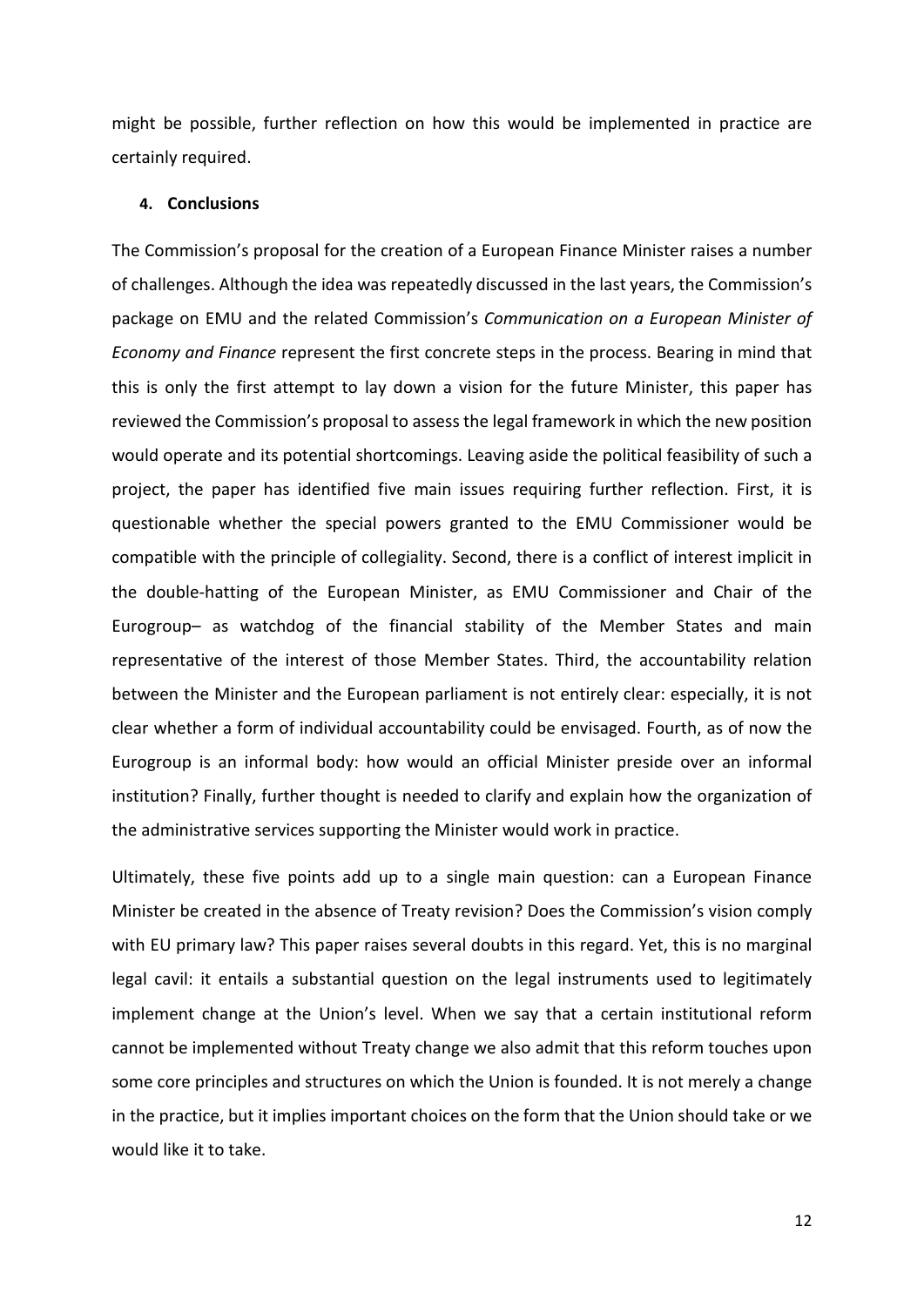might be possible, further reflection on how this would be implemented in practice are certainly required.

## 4. Conclusions

The Commission's proposal for the creation of a European Finance Minister raises a number of challenges. Although the idea was repeatedly discussed in the last years, the Commission's package on EMU and the related Commission's *Communication on a European Minister of Economy and Finance* represent the first concrete steps in the process. Bearing in mind that this is only the first attempt to lay down a vision for the future Minister, this paper has reviewed the Commission's proposal to assess the legal framework in which the new position would operate and its potential shortcomings. Leaving aside the political feasibility of such a project, the paper has identified five main issues requiring further reflection. First, it is questionable whether the special powers granted to the EMU Commissioner would be compatible with the principle of collegiality. Second, there is a conflict of interest implicit in the double-hatting of the European Minister, as EMU Commissioner and Chair of the Eurogroup– as watchdog of the financial stability of the Member States and main representative of the interest of those Member States. Third, the accountability relation between the Minister and the European parliament is not entirely clear: especially, it is not clear whether a form of individual accountability could be envisaged. Fourth, as of now the Eurogroup is an informal body: how would an official Minister preside over an informal institution? Finally, further thought is needed to clarify and explain how the organization of the administrative services supporting the Minister would work in practice.

Ultimately, these five points add up to a single main question: can a European Finance Minister be created in the absence of Treaty revision? Does the Commission's vision comply with EU primary law? This paper raises several doubts in this regard. Yet, this is no marginal legal cavil: it entails a substantial question on the legal instruments used to legitimately implement change at the Union's level. When we say that a certain institutional reform cannot be implemented without Treaty change we also admit that this reform touches upon some core principles and structures on which the Union is founded. It is not merely a change in the practice, but it implies important choices on the form that the Union should take or we would like it to take.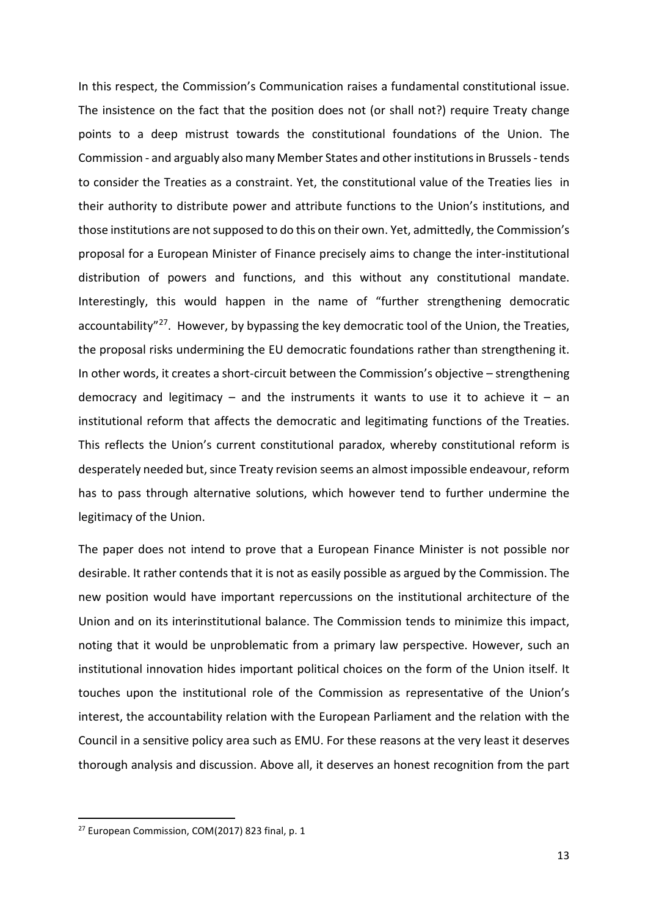In this respect, the Commission's Communication raises a fundamental constitutional issue. The insistence on the fact that the position does not (or shall not?) require Treaty change points to a deep mistrust towards the constitutional foundations of the Union. The Commission - and arguably also many Member States and other institutions in Brussels - tends to consider the Treaties as a constraint. Yet, the constitutional value of the Treaties lies in their authority to distribute power and attribute functions to the Union's institutions, and those institutions are not supposed to do this on their own. Yet, admittedly, the Commission's proposal for a European Minister of Finance precisely aims to change the inter-institutional distribution of powers and functions, and this without any constitutional mandate. Interestingly, this would happen in the name of "further strengthening democratic accountability"[27]. However, by bypassing the key democratic tool of the Union, the Treaties, the proposal risks undermining the EU democratic foundations rather than strengthening it. In other words, it creates a short-circuit between the Commission's objective – strengthening democracy and legitimacy – and the instruments it wants to use it to achieve it – an institutional reform that affects the democratic and legitimating functions of the Treaties. This reflects the Union's current constitutional paradox, whereby constitutional reform is desperately needed but, since Treaty revision seems an almost impossible endeavour, reform has to pass through alternative solutions, which however tend to further undermine the legitimacy of the Union.

The paper does not intend to prove that a European Finance Minister is not possible nor desirable. It rather contends that it is not as easily possible as argued by the Commission. The new position would have important repercussions on the institutional architecture of the Union and on its interinstitutional balance. The Commission tends to minimize this impact, noting that it would be unproblematic from a primary law perspective. However, such an institutional innovation hides important political choices on the form of the Union itself. It touches upon the institutional role of the Commission as representative of the Union's interest, the accountability relation with the European Parliament and the relation with the Council in a sensitive policy area such as EMU. For these reasons at the very least it deserves thorough analysis and discussion. Above all, it deserves an honest recognition from the part

[27] European Commission, COM(2017) 823 final, p. 1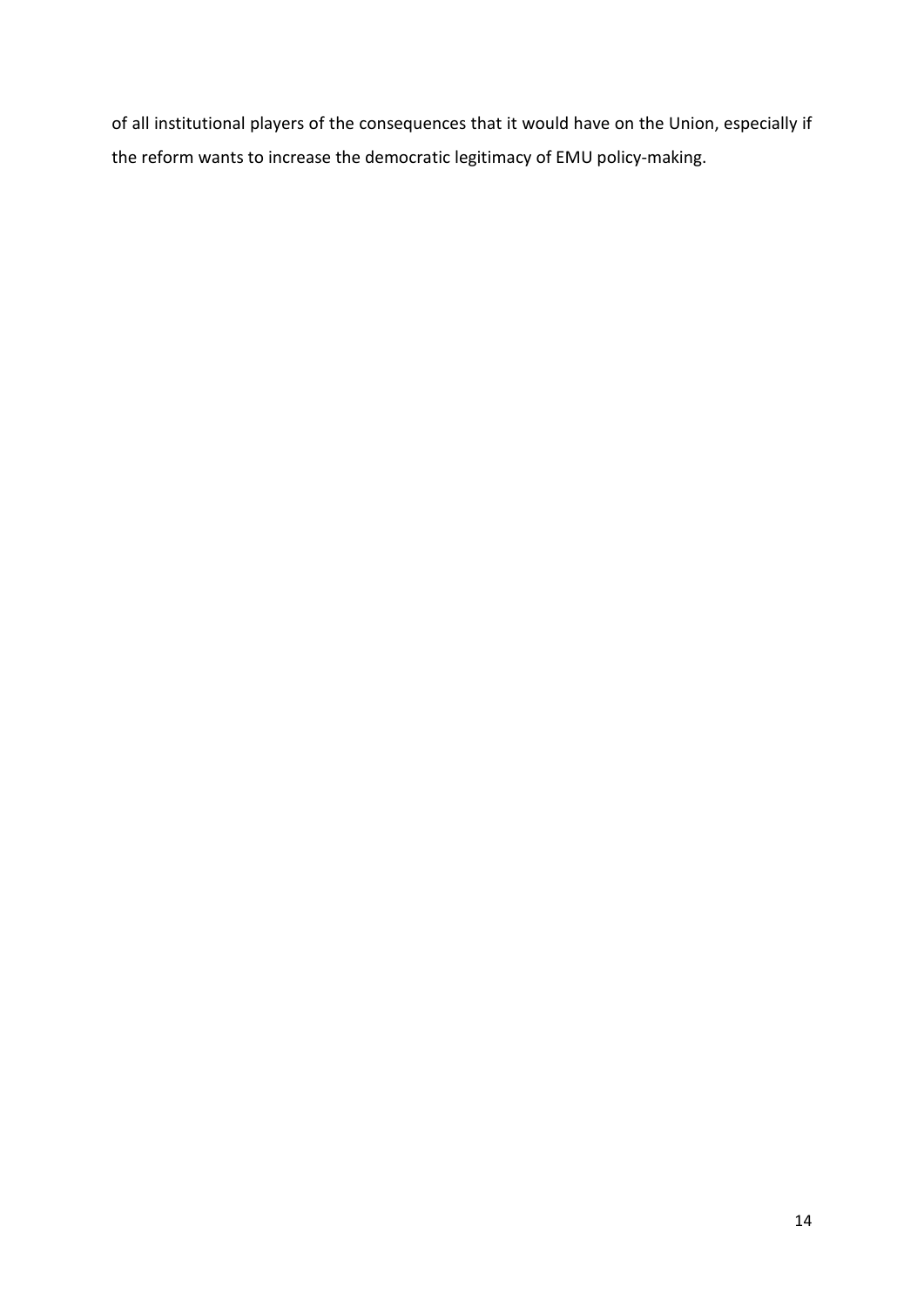of all institutional players of the consequences that it would have on the Union, especially if the reform wants to increase the democratic legitimacy of EMU policy-making.